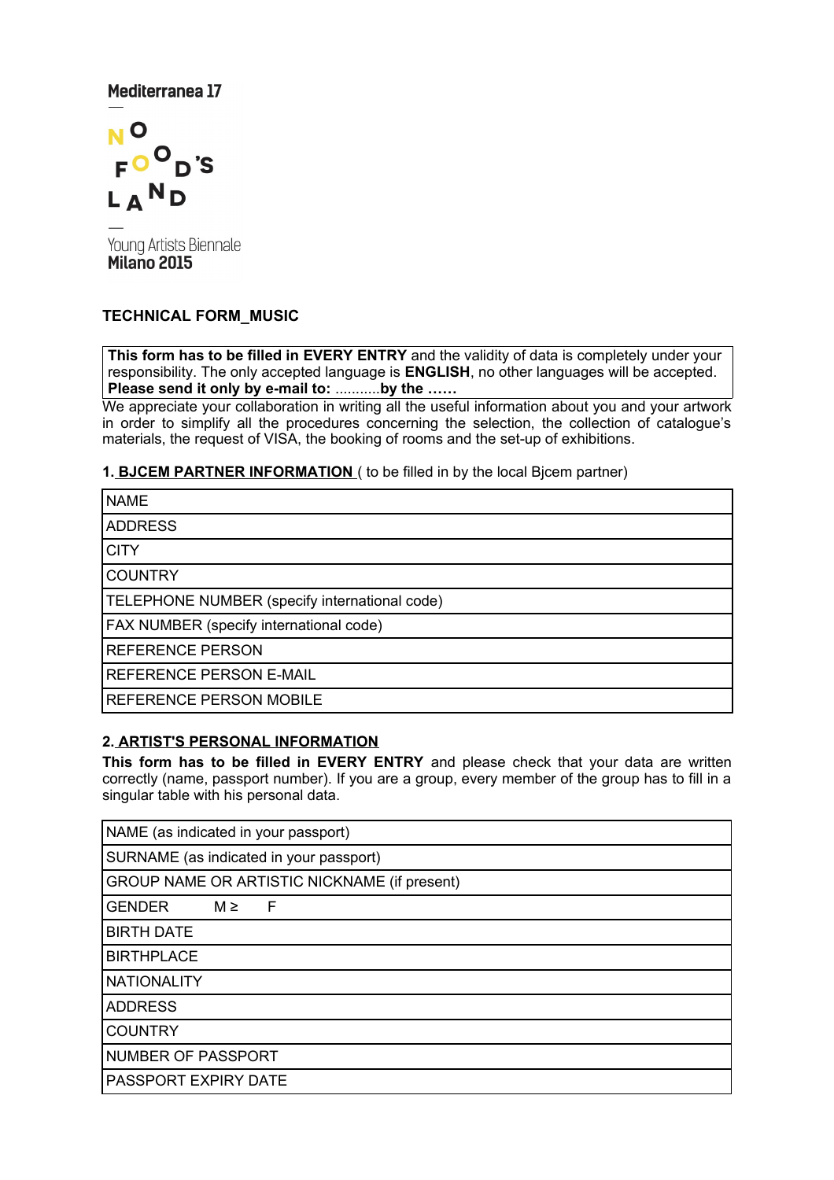Mediterranea 17

NO FOOD'S LAND

Young Artists Biennale
**Milano 2015**

## TECHNICAL FORM_MUSIC

**This form has to be filled in EVERY ENTRY** and the validity of data is completely under your responsibility. The only accepted language is **ENGLISH**, no other languages will be accepted.
**Please send it only by e-mail to:** ...........**by the ……**

We appreciate your collaboration in writing all the useful information about you and your artwork in order to simplify all the procedures concerning the selection, the collection of catalogue's materials, the request of VISA, the booking of rooms and the set-up of exhibitions.

### 1. BJCEM PARTNER INFORMATION ( to be filled in by the local Bjcem partner)

| |
|---|
| NAME |
| ADDRESS |
| CITY |
| COUNTRY |
| TELEPHONE NUMBER (specify international code) |
| FAX NUMBER (specify international code) |
| REFERENCE PERSON |
| REFERENCE PERSON E-MAIL |
| REFERENCE PERSON MOBILE |

### 2. ARTIST'S PERSONAL INFORMATION

**This form has to be filled in EVERY ENTRY** and please check that your data are written correctly (name, passport number). If you are a group, every member of the group has to fill in a singular table with his personal data.

| |
|---|
| NAME (as indicated in your passport) |
| SURNAME (as indicated in your passport) |
| GROUP NAME OR ARTISTIC NICKNAME (if present) |
| GENDER M ≥ F |
| BIRTH DATE |
| BIRTHPLACE |
| NATIONALITY |
| ADDRESS |
| COUNTRY |
| NUMBER OF PASSPORT |
| PASSPORT EXPIRY DATE |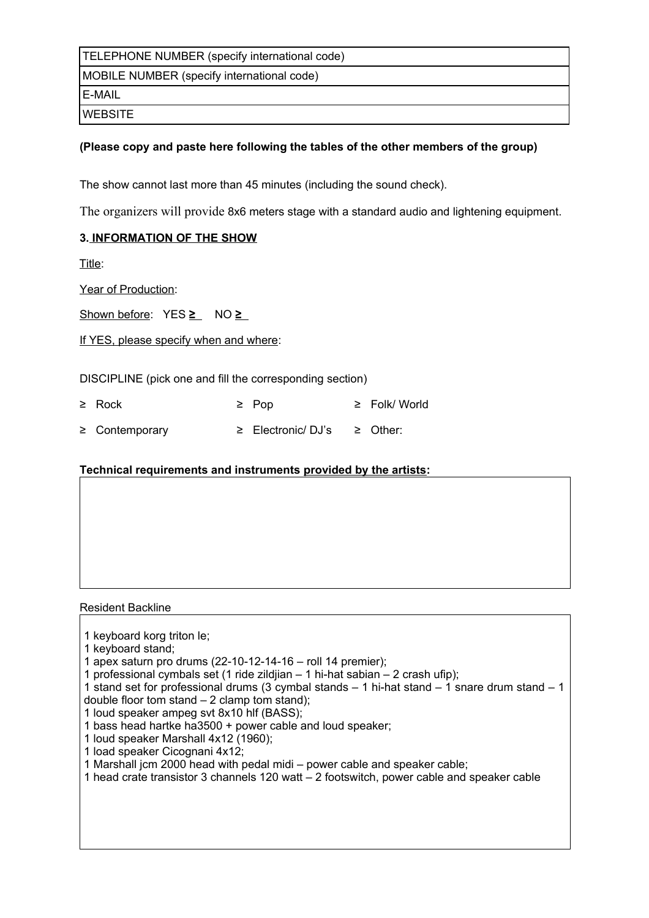| TELEPHONE NUMBER (specify international code) |
| --- |
| MOBILE NUMBER (specify international code) |
| E-MAIL |
| WEBSITE |

**(Please copy and paste here following the tables of the other members of the group)**

The show cannot last more than 45 minutes (including the sound check).

The organizers will provide 8x6 meters stage with a standard audio and lightening equipment.

**3. INFORMATION OF THE SHOW**

Title:

Year of Production:

Shown before: YES ≥ NO ≥

If YES, please specify when and where:

DISCIPLINE (pick one and fill the corresponding section)

≥ Rock ≥ Pop ≥ Folk/ World

≥ Contemporary ≥ Electronic/ DJ's ≥ Other:

**Technical requirements and instruments provided by the artists:**

|  |
| --- |
|  |

Resident Backline

1 keyboard korg triton le;
1 keyboard stand;
1 apex saturn pro drums (22-10-12-14-16 – roll 14 premier);
1 professional cymbals set (1 ride zildjian – 1 hi-hat sabian – 2 crash ufip);
1 stand set for professional drums (3 cymbal stands – 1 hi-hat stand – 1 snare drum stand – 1 double floor tom stand – 2 clamp tom stand);
1 loud speaker ampeg svt 8x10 hlf (BASS);
1 bass head hartke ha3500 + power cable and loud speaker;
1 loud speaker Marshall 4x12 (1960);
1 load speaker Cicognani 4x12;
1 Marshall jcm 2000 head with pedal midi – power cable and speaker cable;
1 head crate transistor 3 channels 120 watt – 2 footswitch, power cable and speaker cable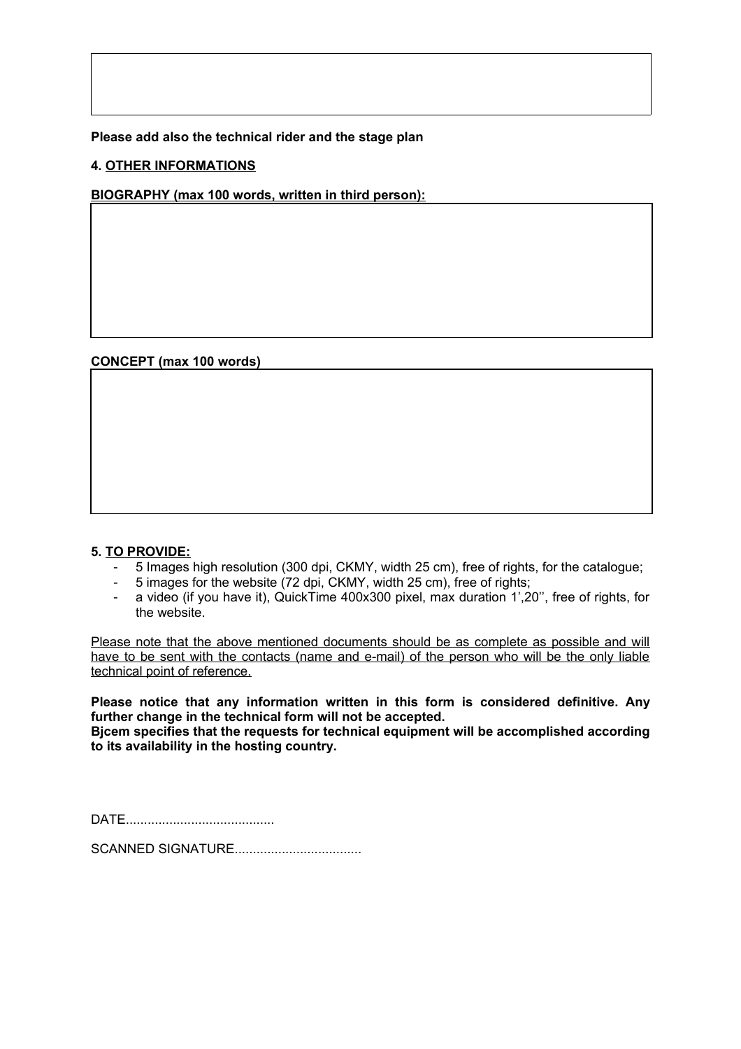**Please add also the technical rider and the stage plan**

**4. <u>OTHER INFORMATIONS</u>**

**<u>BIOGRAPHY (max 100 words, written in third person):</u>**

**<u>CONCEPT (max 100 words)</u>**

**5. <u>TO PROVIDE:</u>**

- 5 Images high resolution (300 dpi, CKMY, width 25 cm), free of rights, for the catalogue;
- 5 images for the website (72 dpi, CKMY, width 25 cm), free of rights;
- a video (if you have it), QuickTime 400x300 pixel, max duration 1',20'', free of rights, for the website.

<u>Please note that the above mentioned documents should be as complete as possible and will have to be sent with the contacts (name and e-mail) of the person who will be the only liable technical point of reference.</u>

**Please notice that any information written in this form is considered definitive. Any further change in the technical form will not be accepted.**
**Bjcem specifies that the requests for technical equipment will be accomplished according to its availability in the hosting country.**

DATE.........................................

SCANNED SIGNATURE...................................